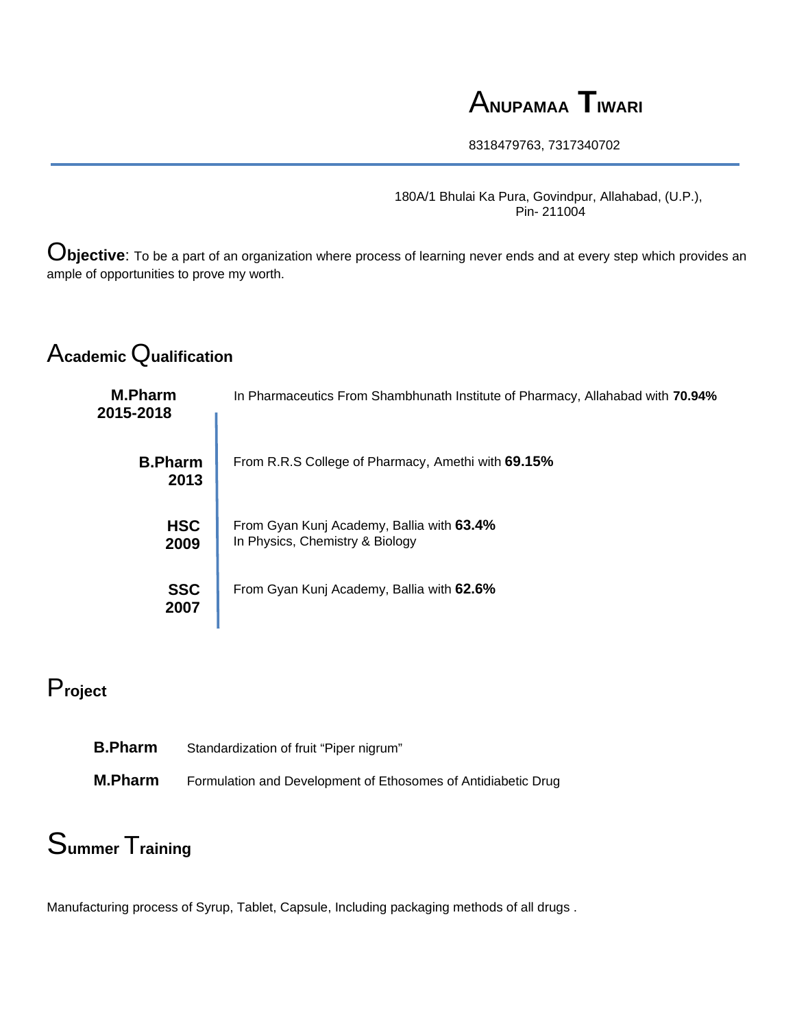# ANUPAMAA TIWARI

8318479763, 7317340702

180A/1 Bhulai Ka Pura, Govindpur, Allahabad, (U.P.),
Pin- 211004

**Objective**: To be a part of an organization where process of learning never ends and at every step which provides an ample of opportunities to prove my worth.

## Academic Qualification

| | |
|---|---|
| **M.Pharm 2015-2018** | In Pharmaceutics From Shambhunath Institute of Pharmacy, Allahabad with **70.94%** |
| **B.Pharm 2013** | From R.R.S College of Pharmacy, Amethi with **69.15%** |
| **HSC 2009** | From Gyan Kunj Academy, Ballia with **63.4%** In Physics, Chemistry & Biology |
| **SSC 2007** | From Gyan Kunj Academy, Ballia with **62.6%** |

## Project

**B.Pharm** Standardization of fruit "Piper nigrum"

**M.Pharm** Formulation and Development of Ethosomes of Antidiabetic Drug

## Summer Training

Manufacturing process of Syrup, Tablet, Capsule, Including packaging methods of all drugs .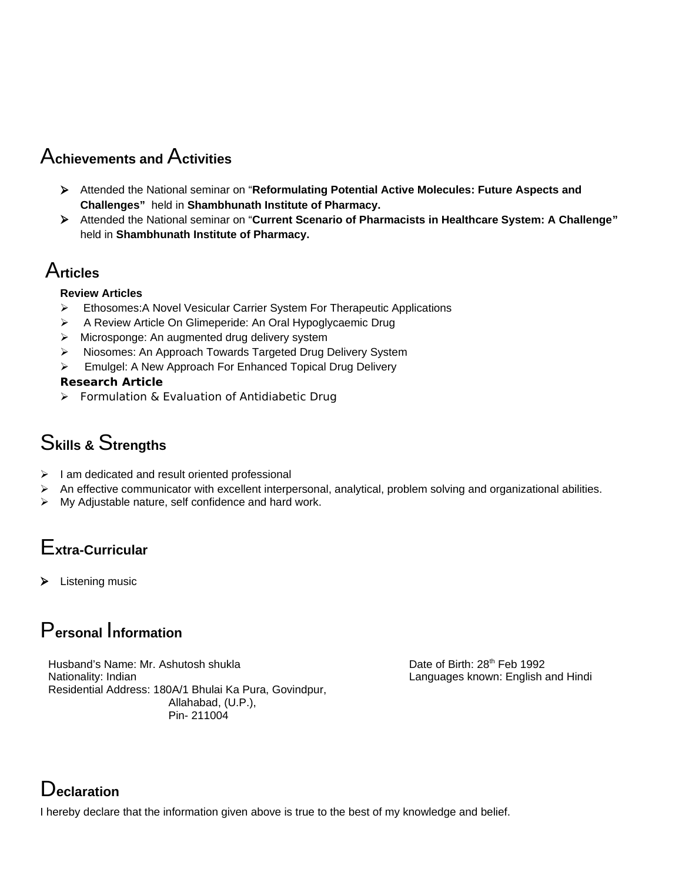## Achievements and Activities

- Attended the National seminar on "**Reformulating Potential Active Molecules: Future Aspects and Challenges"** held in **Shambhunath Institute of Pharmacy.**
- Attended the National seminar on "**Current Scenario of Pharmacists in Healthcare System: A Challenge"** held in **Shambhunath Institute of Pharmacy.**

## Articles

**Review Articles**

- Ethosomes:A Novel Vesicular Carrier System For Therapeutic Applications
- A Review Article On Glimeperide: An Oral Hypoglycaemic Drug
- Microsponge: An augmented drug delivery system
- Niosomes: An Approach Towards Targeted Drug Delivery System
- Emulgel: A New Approach For Enhanced Topical Drug Delivery

**Research Article**

- Formulation & Evaluation of Antidiabetic Drug

## Skills & Strengths

- I am dedicated and result oriented professional
- An effective communicator with excellent interpersonal, analytical, problem solving and organizational abilities.
- My Adjustable nature, self confidence and hard work.

## Extra-Curricular

- Listening music

## Personal Information

Husband's Name: Mr. Ashutosh shukla
Nationality: Indian
Residential Address: 180A/1 Bhulai Ka Pura, Govindpur,
Allahabad, (U.P.),
Pin- 211004

Date of Birth: 28th Feb 1992
Languages known: English and Hindi

## Declaration

I hereby declare that the information given above is true to the best of my knowledge and belief.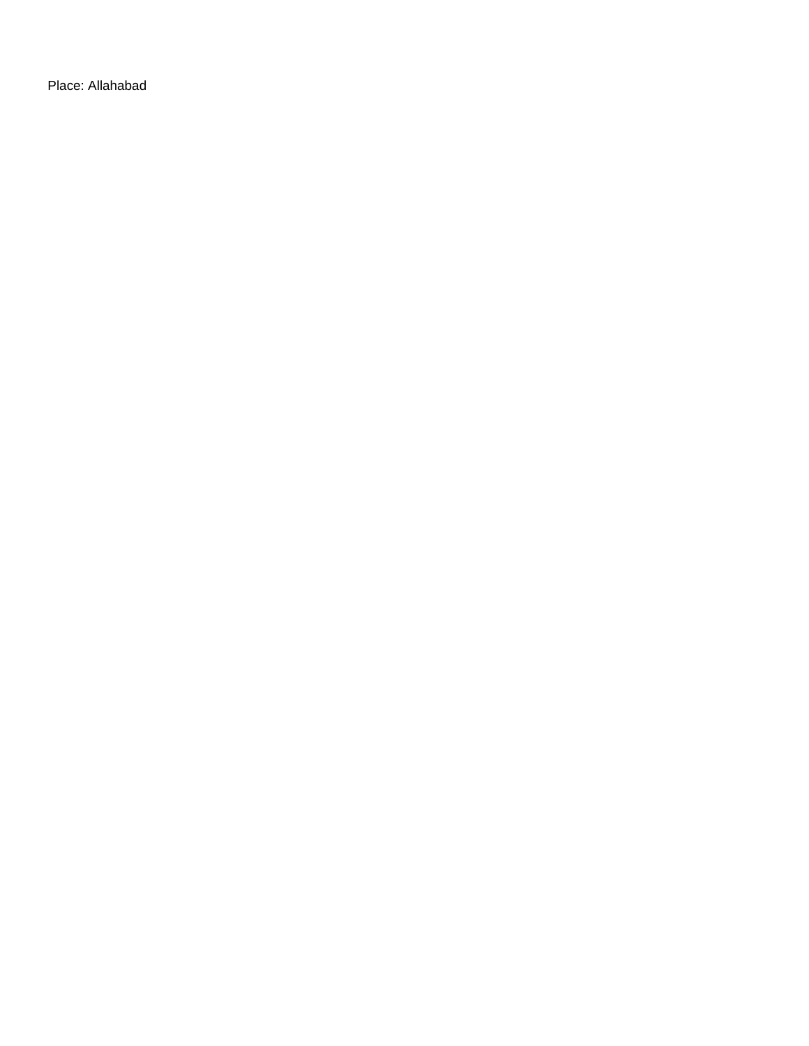Place: Allahabad